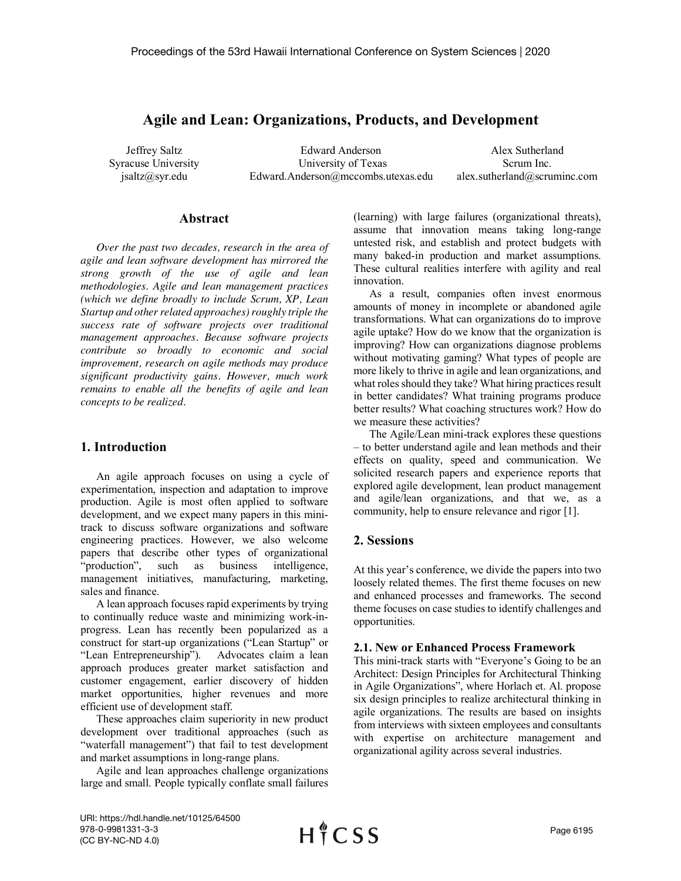# Agile and Lean: Organizations, Products, and Development

Jeffrey Saltz
Syracuse University
jsaltz@syr.edu

Edward Anderson
University of Texas
Edward.Anderson@mccombs.utexas.edu

Alex Sutherland
Scrum Inc.
alex.sutherland@scruminc.com

## Abstract

*Over the past two decades, research in the area of agile and lean software development has mirrored the strong growth of the use of agile and lean methodologies. Agile and lean management practices (which we define broadly to include Scrum, XP, Lean Startup and other related approaches) roughly triple the success rate of software projects over traditional management approaches. Because software projects contribute so broadly to economic and social improvement, research on agile methods may produce significant productivity gains. However, much work remains to enable all the benefits of agile and lean concepts to be realized.*

## 1. Introduction

An agile approach focuses on using a cycle of experimentation, inspection and adaptation to improve production. Agile is most often applied to software development, and we expect many papers in this mini-track to discuss software organizations and software engineering practices. However, we also welcome papers that describe other types of organizational "production", such as business intelligence, management initiatives, manufacturing, marketing, sales and finance.

A lean approach focuses rapid experiments by trying to continually reduce waste and minimizing work-in-progress. Lean has recently been popularized as a construct for start-up organizations ("Lean Startup" or "Lean Entrepreneurship"). Advocates claim a lean approach produces greater market satisfaction and customer engagement, earlier discovery of hidden market opportunities, higher revenues and more efficient use of development staff.

These approaches claim superiority in new product development over traditional approaches (such as "waterfall management") that fail to test development and market assumptions in long-range plans.

Agile and lean approaches challenge organizations large and small. People typically conflate small failures (learning) with large failures (organizational threats), assume that innovation means taking long-range untested risk, and establish and protect budgets with many baked-in production and market assumptions. These cultural realities interfere with agility and real innovation.

As a result, companies often invest enormous amounts of money in incomplete or abandoned agile transformations. What can organizations do to improve agile uptake? How do we know that the organization is improving? How can organizations diagnose problems without motivating gaming? What types of people are more likely to thrive in agile and lean organizations, and what roles should they take? What hiring practices result in better candidates? What training programs produce better results? What coaching structures work? How do we measure these activities?

The Agile/Lean mini-track explores these questions – to better understand agile and lean methods and their effects on quality, speed and communication. We solicited research papers and experience reports that explored agile development, lean product management and agile/lean organizations, and that we, as a community, help to ensure relevance and rigor [1].

## 2. Sessions

At this year's conference, we divide the papers into two loosely related themes. The first theme focuses on new and enhanced processes and frameworks. The second theme focuses on case studies to identify challenges and opportunities.

### 2.1. New or Enhanced Process Framework

This mini-track starts with "Everyone's Going to be an Architect: Design Principles for Architectural Thinking in Agile Organizations", where Horlach et. Al. propose six design principles to realize architectural thinking in agile organizations. The results are based on insights from interviews with sixteen employees and consultants with expertise on architecture management and organizational agility across several industries.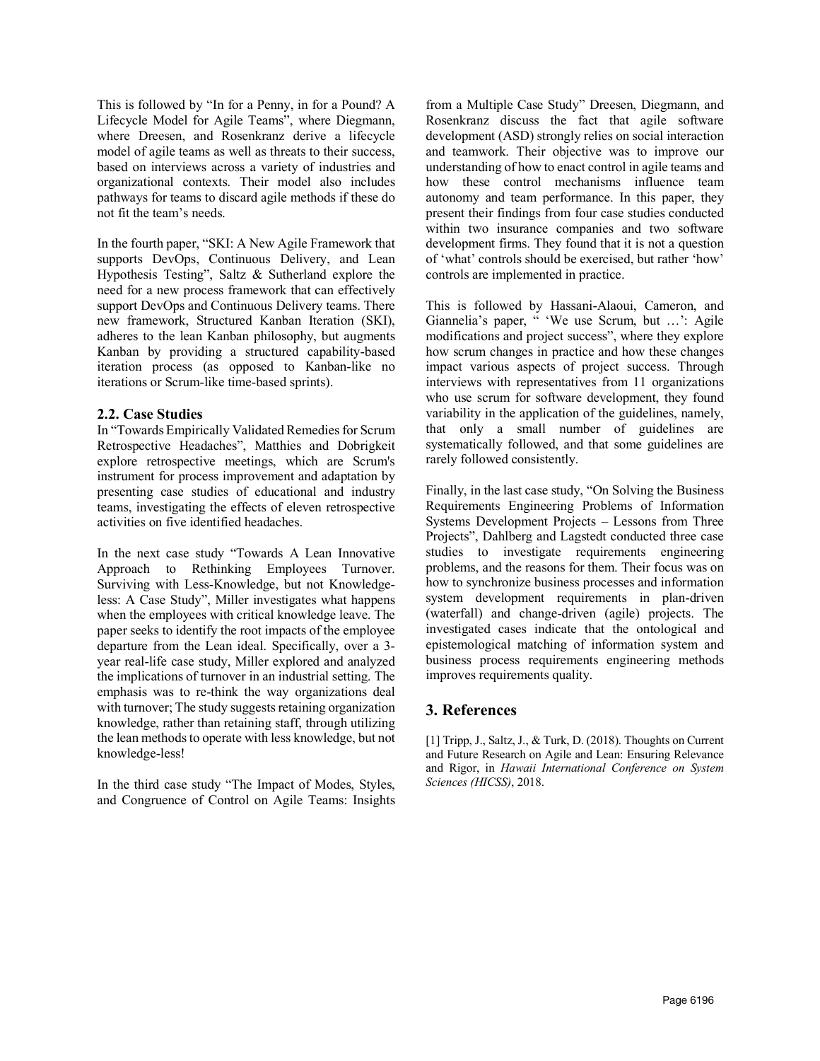This is followed by "In for a Penny, in for a Pound? A Lifecycle Model for Agile Teams", where Diegmann, where Dreesen, and Rosenkranz derive a lifecycle model of agile teams as well as threats to their success, based on interviews across a variety of industries and organizational contexts. Their model also includes pathways for teams to discard agile methods if these do not fit the team's needs.

In the fourth paper, "SKI: A New Agile Framework that supports DevOps, Continuous Delivery, and Lean Hypothesis Testing", Saltz & Sutherland explore the need for a new process framework that can effectively support DevOps and Continuous Delivery teams. There new framework, Structured Kanban Iteration (SKI), adheres to the lean Kanban philosophy, but augments Kanban by providing a structured capability-based iteration process (as opposed to Kanban-like no iterations or Scrum-like time-based sprints).

### 2.2. Case Studies

In "Towards Empirically Validated Remedies for Scrum Retrospective Headaches", Matthies and Dobrigkeit explore retrospective meetings, which are Scrum's instrument for process improvement and adaptation by presenting case studies of educational and industry teams, investigating the effects of eleven retrospective activities on five identified headaches.

In the next case study "Towards A Lean Innovative Approach to Rethinking Employees Turnover. Surviving with Less-Knowledge, but not Knowledge-less: A Case Study", Miller investigates what happens when the employees with critical knowledge leave. The paper seeks to identify the root impacts of the employee departure from the Lean ideal. Specifically, over a 3-year real-life case study, Miller explored and analyzed the implications of turnover in an industrial setting. The emphasis was to re-think the way organizations deal with turnover; The study suggests retaining organization knowledge, rather than retaining staff, through utilizing the lean methods to operate with less knowledge, but not knowledge-less!

In the third case study "The Impact of Modes, Styles, and Congruence of Control on Agile Teams: Insights from a Multiple Case Study" Dreesen, Diegmann, and Rosenkranz discuss the fact that agile software development (ASD) strongly relies on social interaction and teamwork. Their objective was to improve our understanding of how to enact control in agile teams and how these control mechanisms influence team autonomy and team performance. In this paper, they present their findings from four case studies conducted within two insurance companies and two software development firms. They found that it is not a question of 'what' controls should be exercised, but rather 'how' controls are implemented in practice.

This is followed by Hassani-Alaoui, Cameron, and Giannelia's paper, " 'We use Scrum, but …': Agile modifications and project success", where they explore how scrum changes in practice and how these changes impact various aspects of project success. Through interviews with representatives from 11 organizations who use scrum for software development, they found variability in the application of the guidelines, namely, that only a small number of guidelines are systematically followed, and that some guidelines are rarely followed consistently.

Finally, in the last case study, "On Solving the Business Requirements Engineering Problems of Information Systems Development Projects – Lessons from Three Projects", Dahlberg and Lagstedt conducted three case studies to investigate requirements engineering problems, and the reasons for them. Their focus was on how to synchronize business processes and information system development requirements in plan-driven (waterfall) and change-driven (agile) projects. The investigated cases indicate that the ontological and epistemological matching of information system and business process requirements engineering methods improves requirements quality.

## 3. References

[1] Tripp, J., Saltz, J., & Turk, D. (2018). Thoughts on Current and Future Research on Agile and Lean: Ensuring Relevance and Rigor, in *Hawaii International Conference on System Sciences (HICSS)*, 2018.